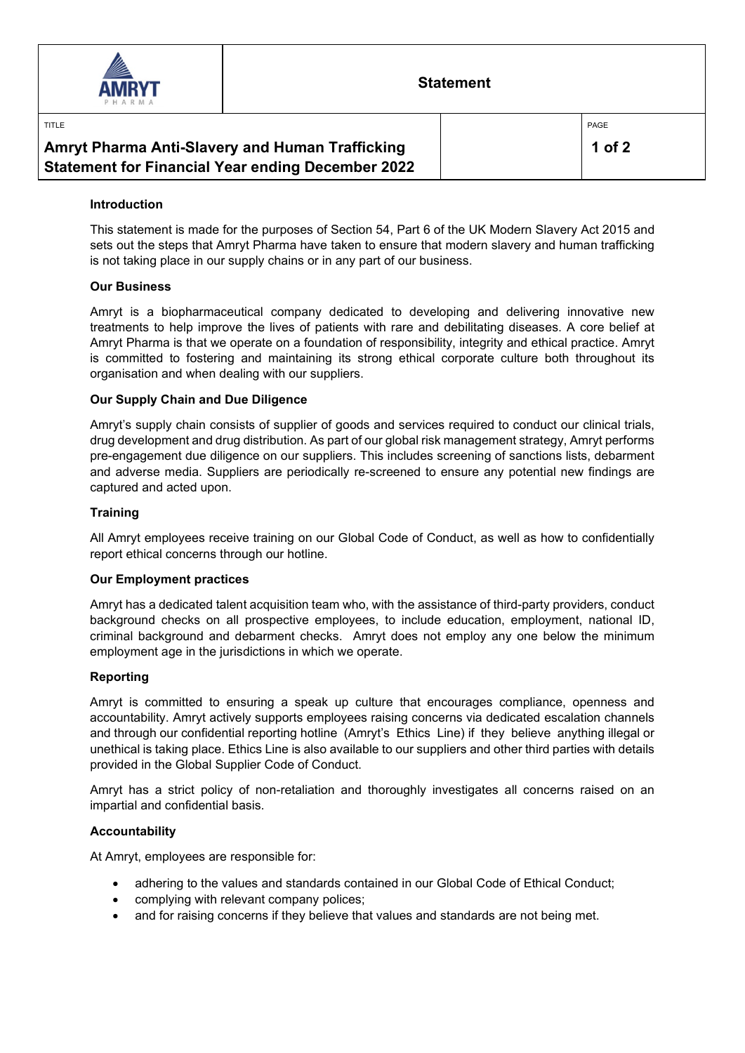**Statement**

TITLE

# Amryt Pharma Anti-Slavery and Human Trafficking Statement for Financial Year ending December 2022

## Introduction

This statement is made for the purposes of Section 54, Part 6 of the UK Modern Slavery Act 2015 and sets out the steps that Amryt Pharma have taken to ensure that modern slavery and human trafficking is not taking place in our supply chains or in any part of our business.

## Our Business

Amryt is a biopharmaceutical company dedicated to developing and delivering innovative new treatments to help improve the lives of patients with rare and debilitating diseases. A core belief at Amryt Pharma is that we operate on a foundation of responsibility, integrity and ethical practice. Amryt is committed to fostering and maintaining its strong ethical corporate culture both throughout its organisation and when dealing with our suppliers.

## Our Supply Chain and Due Diligence

Amryt's supply chain consists of supplier of goods and services required to conduct our clinical trials, drug development and drug distribution. As part of our global risk management strategy, Amryt performs pre-engagement due diligence on our suppliers. This includes screening of sanctions lists, debarment and adverse media. Suppliers are periodically re-screened to ensure any potential new findings are captured and acted upon.

## Training

All Amryt employees receive training on our Global Code of Conduct, as well as how to confidentially report ethical concerns through our hotline.

## Our Employment practices

Amryt has a dedicated talent acquisition team who, with the assistance of third-party providers, conduct background checks on all prospective employees, to include education, employment, national ID, criminal background and debarment checks. Amryt does not employ any one below the minimum employment age in the jurisdictions in which we operate.

## Reporting

Amryt is committed to ensuring a speak up culture that encourages compliance, openness and accountability. Amryt actively supports employees raising concerns via dedicated escalation channels and through our confidential reporting hotline (Amryt's Ethics Line) if they believe anything illegal or unethical is taking place. Ethics Line is also available to our suppliers and other third parties with details provided in the Global Supplier Code of Conduct.

Amryt has a strict policy of non-retaliation and thoroughly investigates all concerns raised on an impartial and confidential basis.

## Accountability

At Amryt, employees are responsible for:

- adhering to the values and standards contained in our Global Code of Ethical Conduct;
- complying with relevant company polices;
- and for raising concerns if they believe that values and standards are not being met.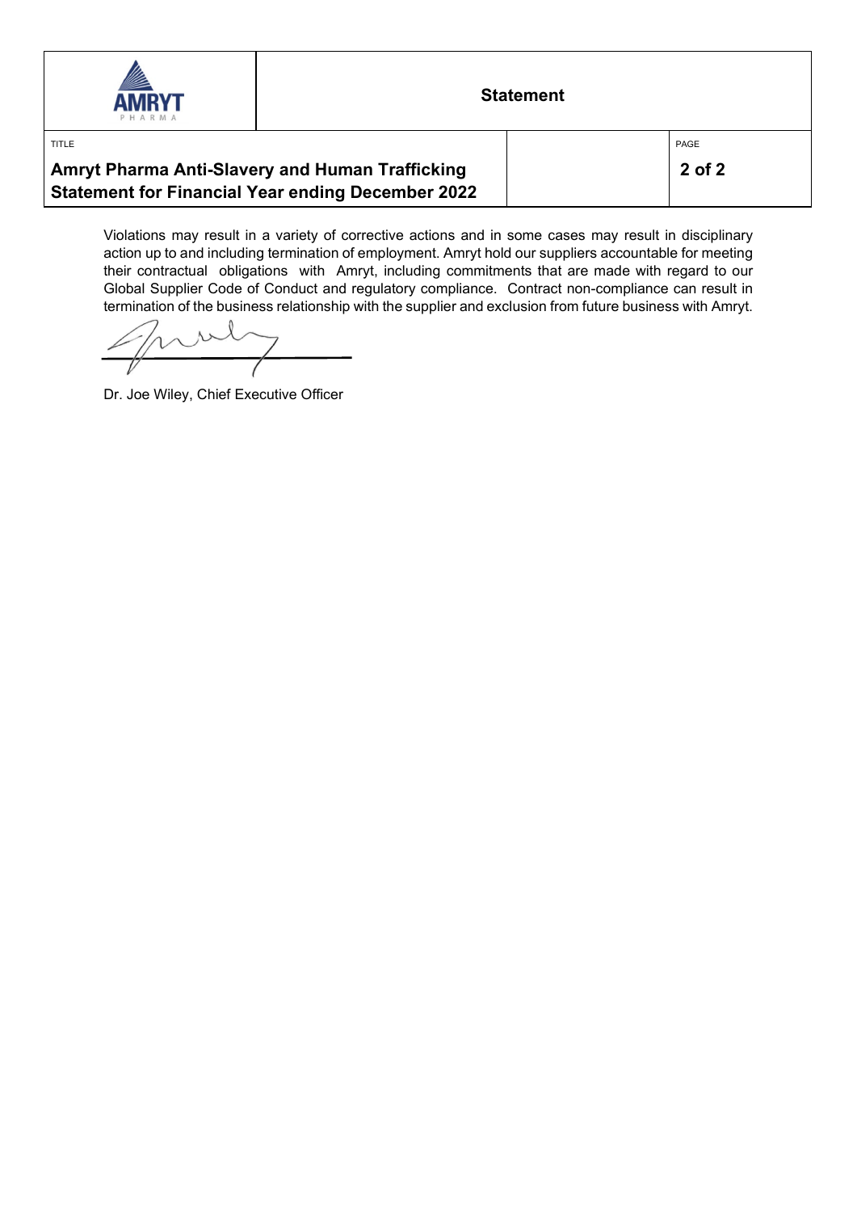Violations may result in a variety of corrective actions and in some cases may result in disciplinary action up to and including termination of employment. Amryt hold our suppliers accountable for meeting their contractual obligations with Amryt, including commitments that are made with regard to our Global Supplier Code of Conduct and regulatory compliance. Contract non-compliance can result in termination of the business relationship with the supplier and exclusion from future business with Amryt.

Dr. Joe Wiley, Chief Executive Officer